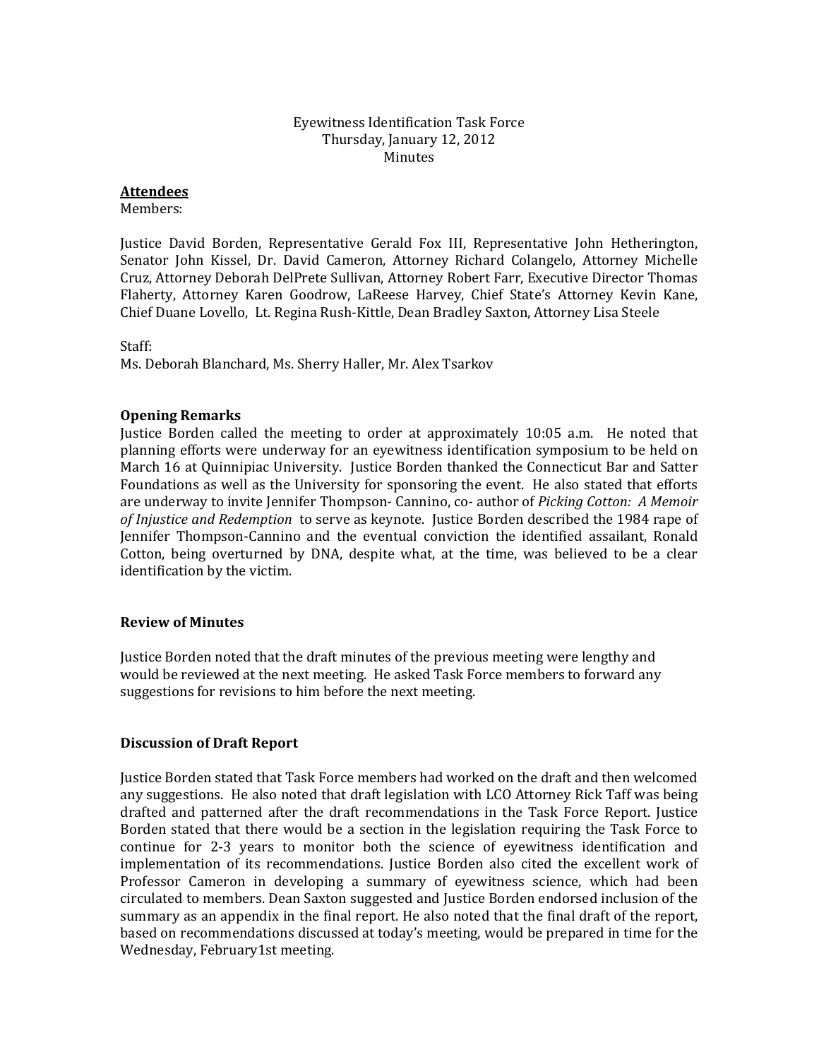Eyewitness Identification Task Force
Thursday, January 12, 2012
Minutes

**Attendees**

Members:

Justice David Borden, Representative Gerald Fox III, Representative John Hetherington, Senator John Kissel, Dr. David Cameron, Attorney Richard Colangelo, Attorney Michelle Cruz, Attorney Deborah DelPrete Sullivan, Attorney Robert Farr, Executive Director Thomas Flaherty, Attorney Karen Goodrow, LaReese Harvey, Chief State's Attorney Kevin Kane, Chief Duane Lovello, Lt. Regina Rush-Kittle, Dean Bradley Saxton, Attorney Lisa Steele

Staff:
Ms. Deborah Blanchard, Ms. Sherry Haller, Mr. Alex Tsarkov

### Opening Remarks

Justice Borden called the meeting to order at approximately 10:05 a.m. He noted that planning efforts were underway for an eyewitness identification symposium to be held on March 16 at Quinnipiac University. Justice Borden thanked the Connecticut Bar and Satter Foundations as well as the University for sponsoring the event. He also stated that efforts are underway to invite Jennifer Thompson- Cannino, co- author of *Picking Cotton: A Memoir of Injustice and Redemption* to serve as keynote. Justice Borden described the 1984 rape of Jennifer Thompson-Cannino and the eventual conviction the identified assailant, Ronald Cotton, being overturned by DNA, despite what, at the time, was believed to be a clear identification by the victim.

### Review of Minutes

Justice Borden noted that the draft minutes of the previous meeting were lengthy and would be reviewed at the next meeting. He asked Task Force members to forward any suggestions for revisions to him before the next meeting.

### Discussion of Draft Report

Justice Borden stated that Task Force members had worked on the draft and then welcomed any suggestions. He also noted that draft legislation with LCO Attorney Rick Taff was being drafted and patterned after the draft recommendations in the Task Force Report. Justice Borden stated that there would be a section in the legislation requiring the Task Force to continue for 2-3 years to monitor both the science of eyewitness identification and implementation of its recommendations. Justice Borden also cited the excellent work of Professor Cameron in developing a summary of eyewitness science, which had been circulated to members. Dean Saxton suggested and Justice Borden endorsed inclusion of the summary as an appendix in the final report. He also noted that the final draft of the report, based on recommendations discussed at today's meeting, would be prepared in time for the Wednesday, February1st meeting.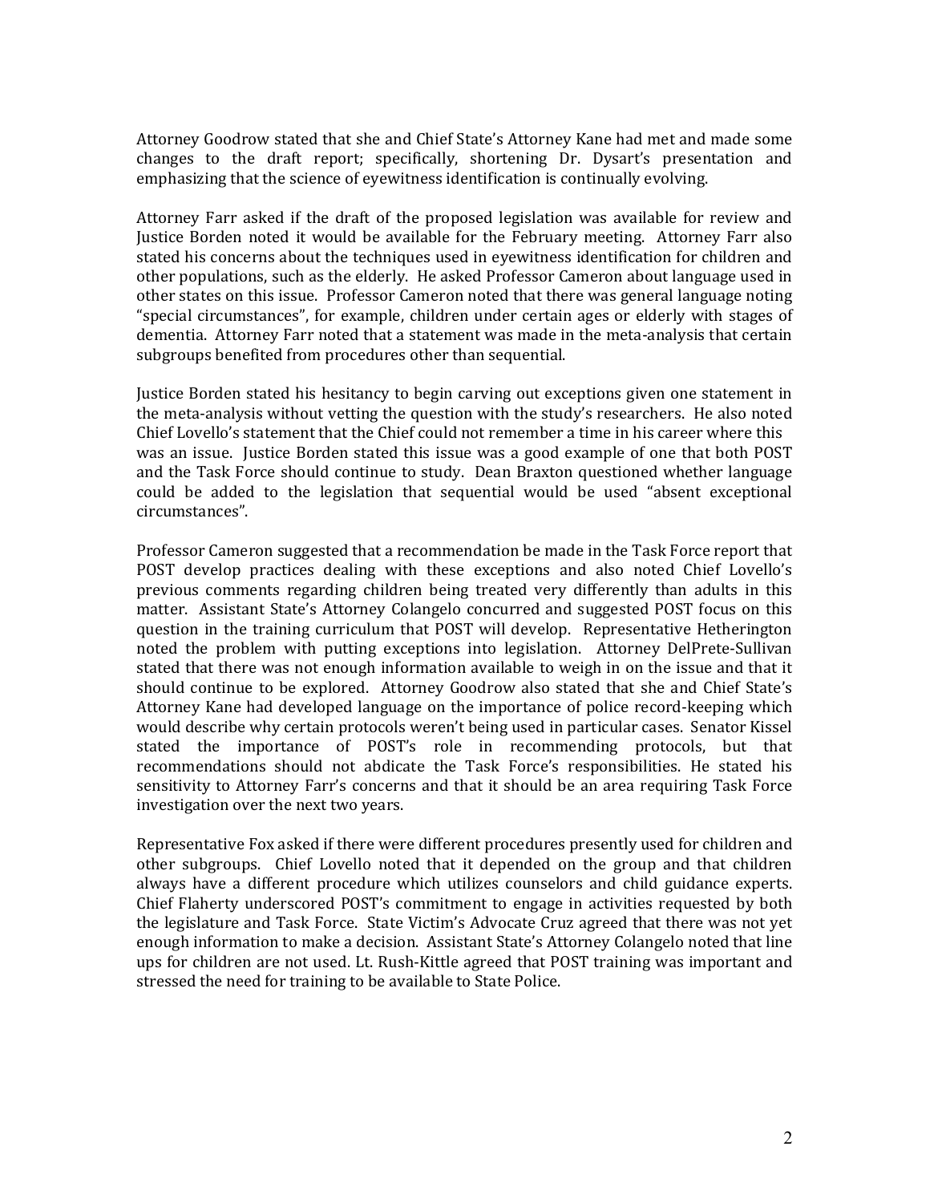Attorney Goodrow stated that she and Chief State's Attorney Kane had met and made some changes to the draft report; specifically, shortening Dr. Dysart's presentation and emphasizing that the science of eyewitness identification is continually evolving.

Attorney Farr asked if the draft of the proposed legislation was available for review and Justice Borden noted it would be available for the February meeting. Attorney Farr also stated his concerns about the techniques used in eyewitness identification for children and other populations, such as the elderly. He asked Professor Cameron about language used in other states on this issue. Professor Cameron noted that there was general language noting "special circumstances", for example, children under certain ages or elderly with stages of dementia. Attorney Farr noted that a statement was made in the meta-analysis that certain subgroups benefited from procedures other than sequential.

Justice Borden stated his hesitancy to begin carving out exceptions given one statement in the meta-analysis without vetting the question with the study's researchers. He also noted Chief Lovello's statement that the Chief could not remember a time in his career where this was an issue. Justice Borden stated this issue was a good example of one that both POST and the Task Force should continue to study. Dean Braxton questioned whether language could be added to the legislation that sequential would be used "absent exceptional circumstances".

Professor Cameron suggested that a recommendation be made in the Task Force report that POST develop practices dealing with these exceptions and also noted Chief Lovello's previous comments regarding children being treated very differently than adults in this matter. Assistant State's Attorney Colangelo concurred and suggested POST focus on this question in the training curriculum that POST will develop. Representative Hetherington noted the problem with putting exceptions into legislation. Attorney DelPrete-Sullivan stated that there was not enough information available to weigh in on the issue and that it should continue to be explored. Attorney Goodrow also stated that she and Chief State's Attorney Kane had developed language on the importance of police record-keeping which would describe why certain protocols weren't being used in particular cases. Senator Kissel stated the importance of POST's role in recommending protocols, but that recommendations should not abdicate the Task Force's responsibilities. He stated his sensitivity to Attorney Farr's concerns and that it should be an area requiring Task Force investigation over the next two years.

Representative Fox asked if there were different procedures presently used for children and other subgroups. Chief Lovello noted that it depended on the group and that children always have a different procedure which utilizes counselors and child guidance experts. Chief Flaherty underscored POST's commitment to engage in activities requested by both the legislature and Task Force. State Victim's Advocate Cruz agreed that there was not yet enough information to make a decision. Assistant State's Attorney Colangelo noted that line ups for children are not used. Lt. Rush-Kittle agreed that POST training was important and stressed the need for training to be available to State Police.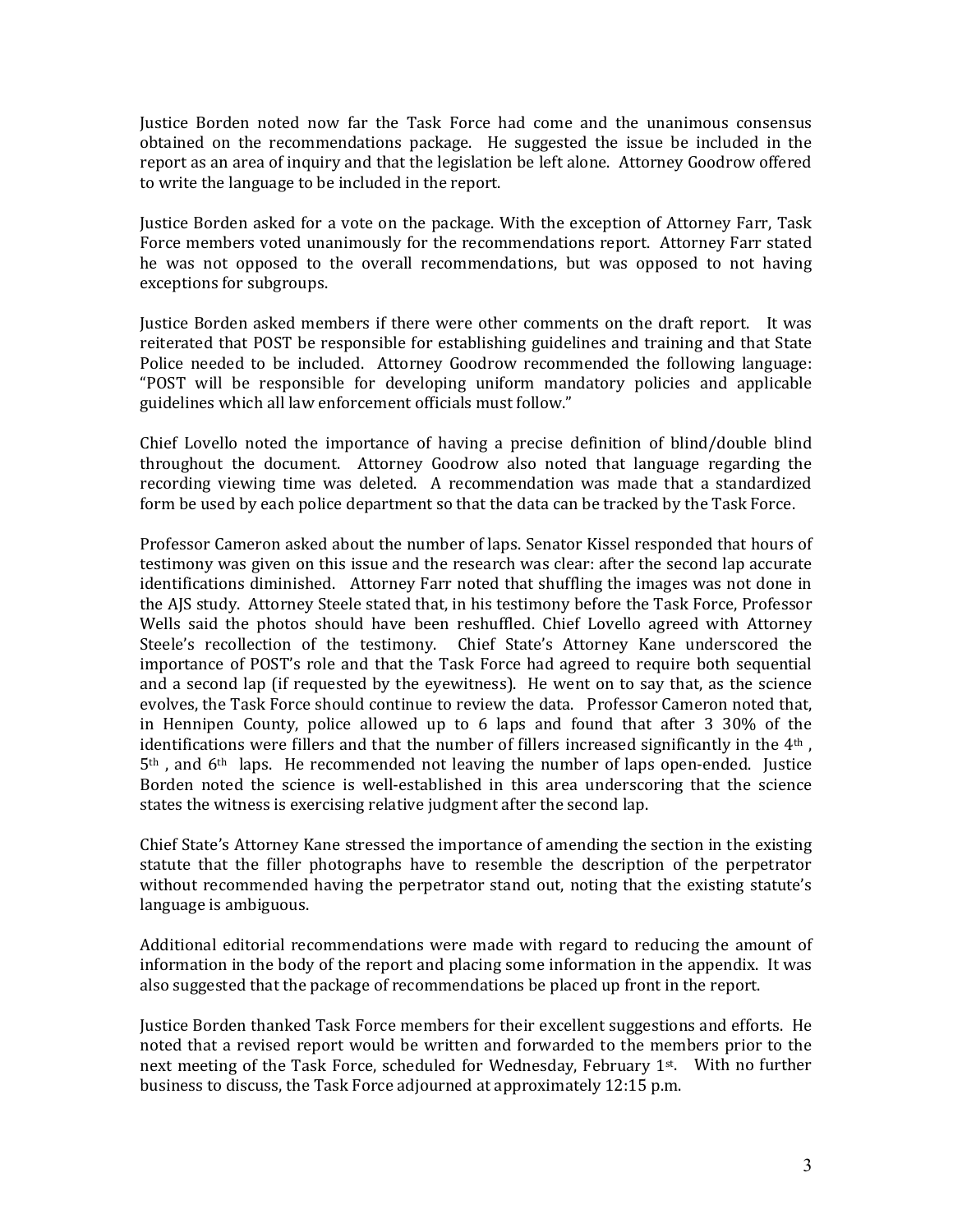Justice Borden noted now far the Task Force had come and the unanimous consensus obtained on the recommendations package. He suggested the issue be included in the report as an area of inquiry and that the legislation be left alone. Attorney Goodrow offered to write the language to be included in the report.

Justice Borden asked for a vote on the package. With the exception of Attorney Farr, Task Force members voted unanimously for the recommendations report. Attorney Farr stated he was not opposed to the overall recommendations, but was opposed to not having exceptions for subgroups.

Justice Borden asked members if there were other comments on the draft report. It was reiterated that POST be responsible for establishing guidelines and training and that State Police needed to be included. Attorney Goodrow recommended the following language: "POST will be responsible for developing uniform mandatory policies and applicable guidelines which all law enforcement officials must follow."

Chief Lovello noted the importance of having a precise definition of blind/double blind throughout the document. Attorney Goodrow also noted that language regarding the recording viewing time was deleted. A recommendation was made that a standardized form be used by each police department so that the data can be tracked by the Task Force.

Professor Cameron asked about the number of laps. Senator Kissel responded that hours of testimony was given on this issue and the research was clear: after the second lap accurate identifications diminished. Attorney Farr noted that shuffling the images was not done in the AJS study. Attorney Steele stated that, in his testimony before the Task Force, Professor Wells said the photos should have been reshuffled. Chief Lovello agreed with Attorney Steele's recollection of the testimony. Chief State's Attorney Kane underscored the importance of POST's role and that the Task Force had agreed to require both sequential and a second lap (if requested by the eyewitness). He went on to say that, as the science evolves, the Task Force should continue to review the data. Professor Cameron noted that, in Hennipen County, police allowed up to 6 laps and found that after 3 30% of the identifications were fillers and that the number of fillers increased significantly in the 4th, 5th, and 6th laps. He recommended not leaving the number of laps open-ended. Justice Borden noted the science is well-established in this area underscoring that the science states the witness is exercising relative judgment after the second lap.

Chief State's Attorney Kane stressed the importance of amending the section in the existing statute that the filler photographs have to resemble the description of the perpetrator without recommended having the perpetrator stand out, noting that the existing statute's language is ambiguous.

Additional editorial recommendations were made with regard to reducing the amount of information in the body of the report and placing some information in the appendix. It was also suggested that the package of recommendations be placed up front in the report.

Justice Borden thanked Task Force members for their excellent suggestions and efforts. He noted that a revised report would be written and forwarded to the members prior to the next meeting of the Task Force, scheduled for Wednesday, February 1st. With no further business to discuss, the Task Force adjourned at approximately 12:15 p.m.